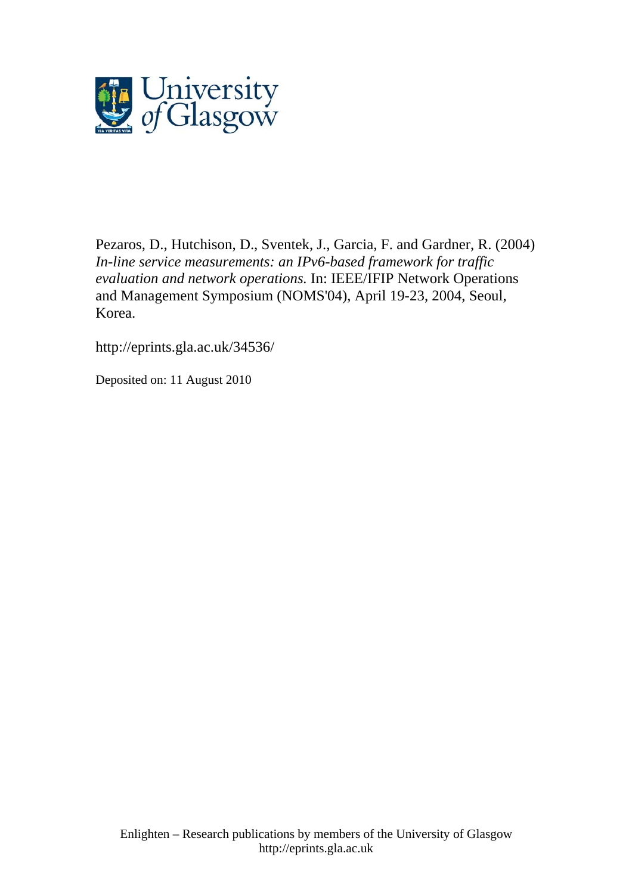Pezaros, D., Hutchison, D., Sventek, J., Garcia, F. and Gardner, R. (2004) *In-line service measurements: an IPv6-based framework for traffic evaluation and network operations.* In: IEEE/IFIP Network Operations and Management Symposium (NOMS'04), April 19-23, 2004, Seoul, Korea.

http://eprints.gla.ac.uk/34536/

Deposited on: 11 August 2010

Enlighten – Research publications by members of the University of Glasgow
http://eprints.gla.ac.uk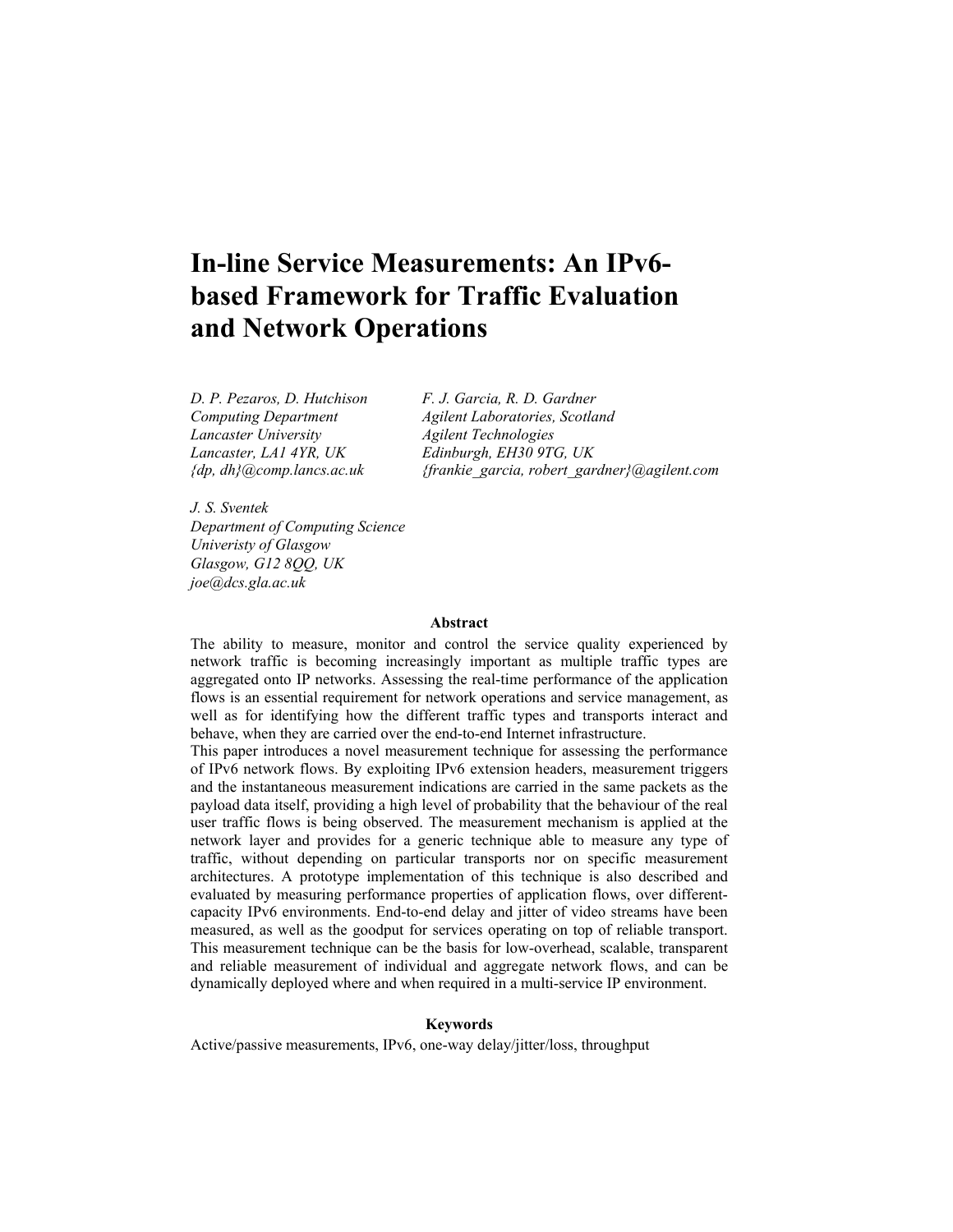# In-line Service Measurements: An IPv6-based Framework for Traffic Evaluation and Network Operations

*D. P. Pezaros, D. Hutchison*
*Computing Department*
*Lancaster University*
*Lancaster, LA1 4YR, UK*
*{dp, dh}@comp.lancs.ac.uk*

*F. J. Garcia, R. D. Gardner*
*Agilent Laboratories, Scotland*
*Agilent Technologies*
*Edinburgh, EH30 9TG, UK*
*{frankie_garcia, robert_gardner}@agilent.com*

*J. S. Sventek*
*Department of Computing Science*
*Univeristy of Glasgow*
*Glasgow, G12 8QQ, UK*
*joe@dcs.gla.ac.uk*

**Abstract**

The ability to measure, monitor and control the service quality experienced by network traffic is becoming increasingly important as multiple traffic types are aggregated onto IP networks. Assessing the real-time performance of the application flows is an essential requirement for network operations and service management, as well as for identifying how the different traffic types and transports interact and behave, when they are carried over the end-to-end Internet infrastructure.

This paper introduces a novel measurement technique for assessing the performance of IPv6 network flows. By exploiting IPv6 extension headers, measurement triggers and the instantaneous measurement indications are carried in the same packets as the payload data itself, providing a high level of probability that the behaviour of the real user traffic flows is being observed. The measurement mechanism is applied at the network layer and provides for a generic technique able to measure any type of traffic, without depending on particular transports nor on specific measurement architectures. A prototype implementation of this technique is also described and evaluated by measuring performance properties of application flows, over different-capacity IPv6 environments. End-to-end delay and jitter of video streams have been measured, as well as the goodput for services operating on top of reliable transport. This measurement technique can be the basis for low-overhead, scalable, transparent and reliable measurement of individual and aggregate network flows, and can be dynamically deployed where and when required in a multi-service IP environment.

**Keywords**

Active/passive measurements, IPv6, one-way delay/jitter/loss, throughput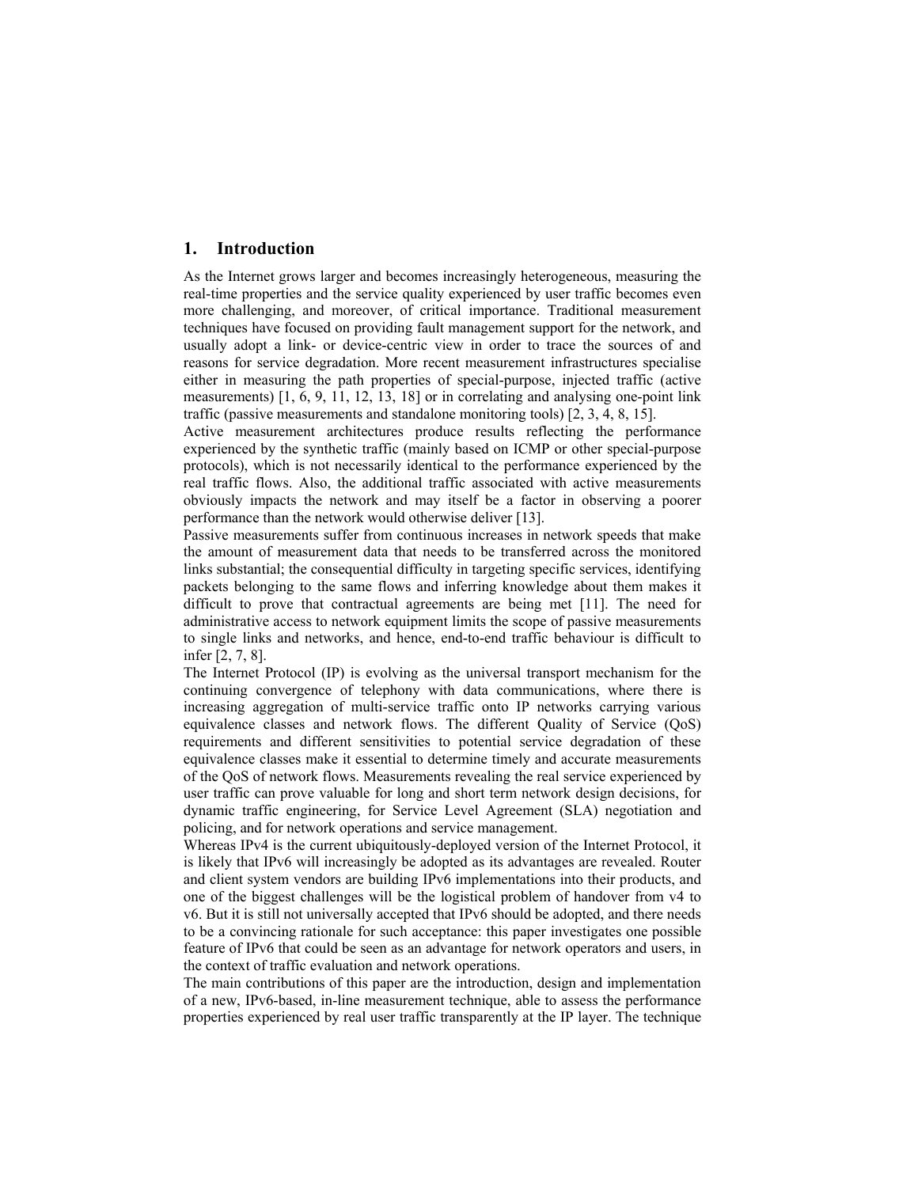## 1. Introduction

As the Internet grows larger and becomes increasingly heterogeneous, measuring the real-time properties and the service quality experienced by user traffic becomes even more challenging, and moreover, of critical importance. Traditional measurement techniques have focused on providing fault management support for the network, and usually adopt a link- or device-centric view in order to trace the sources of and reasons for service degradation. More recent measurement infrastructures specialise either in measuring the path properties of special-purpose, injected traffic (active measurements) [1, 6, 9, 11, 12, 13, 18] or in correlating and analysing one-point link traffic (passive measurements and standalone monitoring tools) [2, 3, 4, 8, 15].

Active measurement architectures produce results reflecting the performance experienced by the synthetic traffic (mainly based on ICMP or other special-purpose protocols), which is not necessarily identical to the performance experienced by the real traffic flows. Also, the additional traffic associated with active measurements obviously impacts the network and may itself be a factor in observing a poorer performance than the network would otherwise deliver [13].

Passive measurements suffer from continuous increases in network speeds that make the amount of measurement data that needs to be transferred across the monitored links substantial; the consequential difficulty in targeting specific services, identifying packets belonging to the same flows and inferring knowledge about them makes it difficult to prove that contractual agreements are being met [11]. The need for administrative access to network equipment limits the scope of passive measurements to single links and networks, and hence, end-to-end traffic behaviour is difficult to infer [2, 7, 8].

The Internet Protocol (IP) is evolving as the universal transport mechanism for the continuing convergence of telephony with data communications, where there is increasing aggregation of multi-service traffic onto IP networks carrying various equivalence classes and network flows. The different Quality of Service (QoS) requirements and different sensitivities to potential service degradation of these equivalence classes make it essential to determine timely and accurate measurements of the QoS of network flows. Measurements revealing the real service experienced by user traffic can prove valuable for long and short term network design decisions, for dynamic traffic engineering, for Service Level Agreement (SLA) negotiation and policing, and for network operations and service management.

Whereas IPv4 is the current ubiquitously-deployed version of the Internet Protocol, it is likely that IPv6 will increasingly be adopted as its advantages are revealed. Router and client system vendors are building IPv6 implementations into their products, and one of the biggest challenges will be the logistical problem of handover from v4 to v6. But it is still not universally accepted that IPv6 should be adopted, and there needs to be a convincing rationale for such acceptance: this paper investigates one possible feature of IPv6 that could be seen as an advantage for network operators and users, in the context of traffic evaluation and network operations.

The main contributions of this paper are the introduction, design and implementation of a new, IPv6-based, in-line measurement technique, able to assess the performance properties experienced by real user traffic transparently at the IP layer. The technique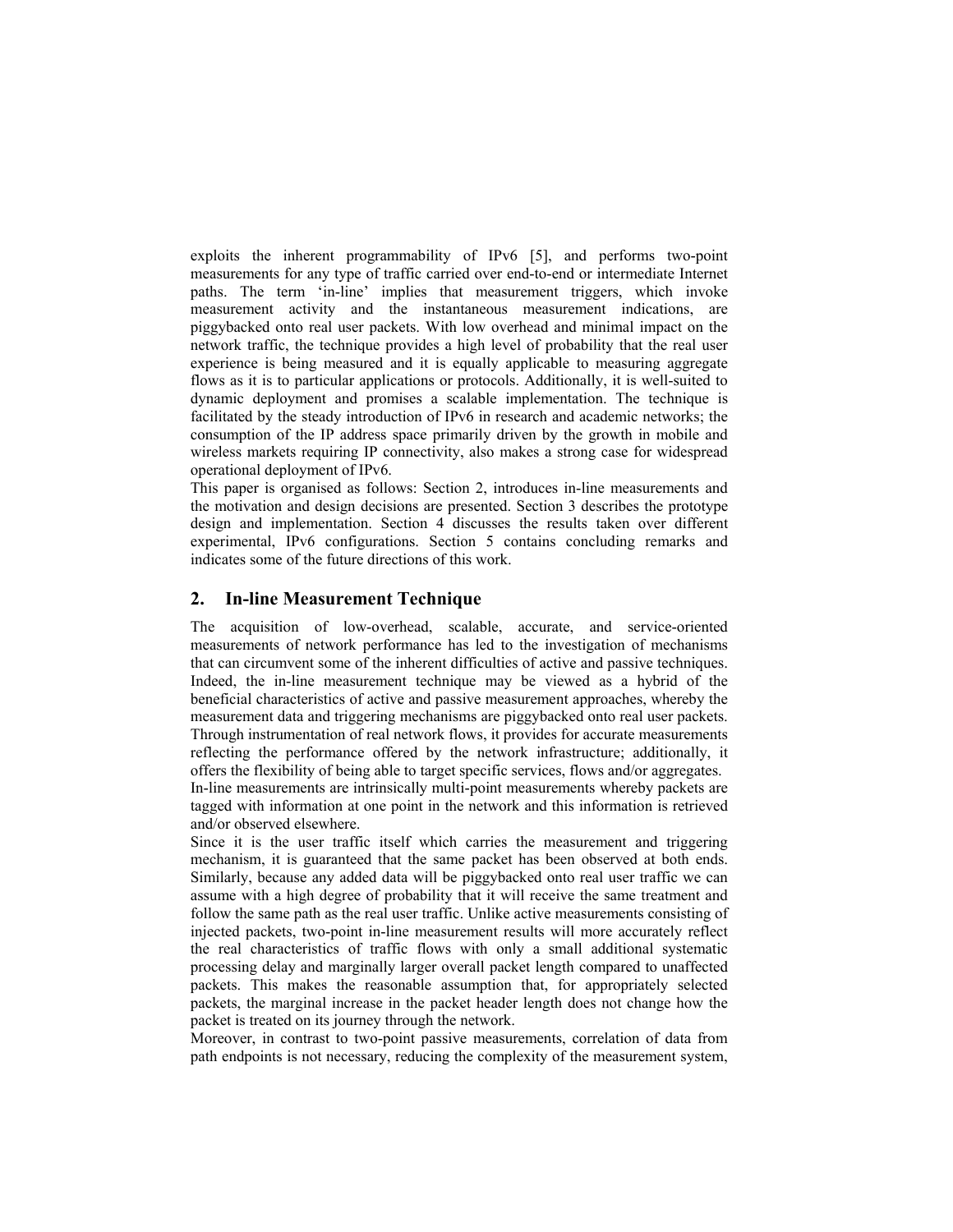exploits the inherent programmability of IPv6 [5], and performs two-point measurements for any type of traffic carried over end-to-end or intermediate Internet paths. The term 'in-line' implies that measurement triggers, which invoke measurement activity and the instantaneous measurement indications, are piggybacked onto real user packets. With low overhead and minimal impact on the network traffic, the technique provides a high level of probability that the real user experience is being measured and it is equally applicable to measuring aggregate flows as it is to particular applications or protocols. Additionally, it is well-suited to dynamic deployment and promises a scalable implementation. The technique is facilitated by the steady introduction of IPv6 in research and academic networks; the consumption of the IP address space primarily driven by the growth in mobile and wireless markets requiring IP connectivity, also makes a strong case for widespread operational deployment of IPv6.

This paper is organised as follows: Section 2, introduces in-line measurements and the motivation and design decisions are presented. Section 3 describes the prototype design and implementation. Section 4 discusses the results taken over different experimental, IPv6 configurations. Section 5 contains concluding remarks and indicates some of the future directions of this work.

## 2. In-line Measurement Technique

The acquisition of low-overhead, scalable, accurate, and service-oriented measurements of network performance has led to the investigation of mechanisms that can circumvent some of the inherent difficulties of active and passive techniques. Indeed, the in-line measurement technique may be viewed as a hybrid of the beneficial characteristics of active and passive measurement approaches, whereby the measurement data and triggering mechanisms are piggybacked onto real user packets. Through instrumentation of real network flows, it provides for accurate measurements reflecting the performance offered by the network infrastructure; additionally, it offers the flexibility of being able to target specific services, flows and/or aggregates.

In-line measurements are intrinsically multi-point measurements whereby packets are tagged with information at one point in the network and this information is retrieved and/or observed elsewhere.

Since it is the user traffic itself which carries the measurement and triggering mechanism, it is guaranteed that the same packet has been observed at both ends. Similarly, because any added data will be piggybacked onto real user traffic we can assume with a high degree of probability that it will receive the same treatment and follow the same path as the real user traffic. Unlike active measurements consisting of injected packets, two-point in-line measurement results will more accurately reflect the real characteristics of traffic flows with only a small additional systematic processing delay and marginally larger overall packet length compared to unaffected packets. This makes the reasonable assumption that, for appropriately selected packets, the marginal increase in the packet header length does not change how the packet is treated on its journey through the network.

Moreover, in contrast to two-point passive measurements, correlation of data from path endpoints is not necessary, reducing the complexity of the measurement system,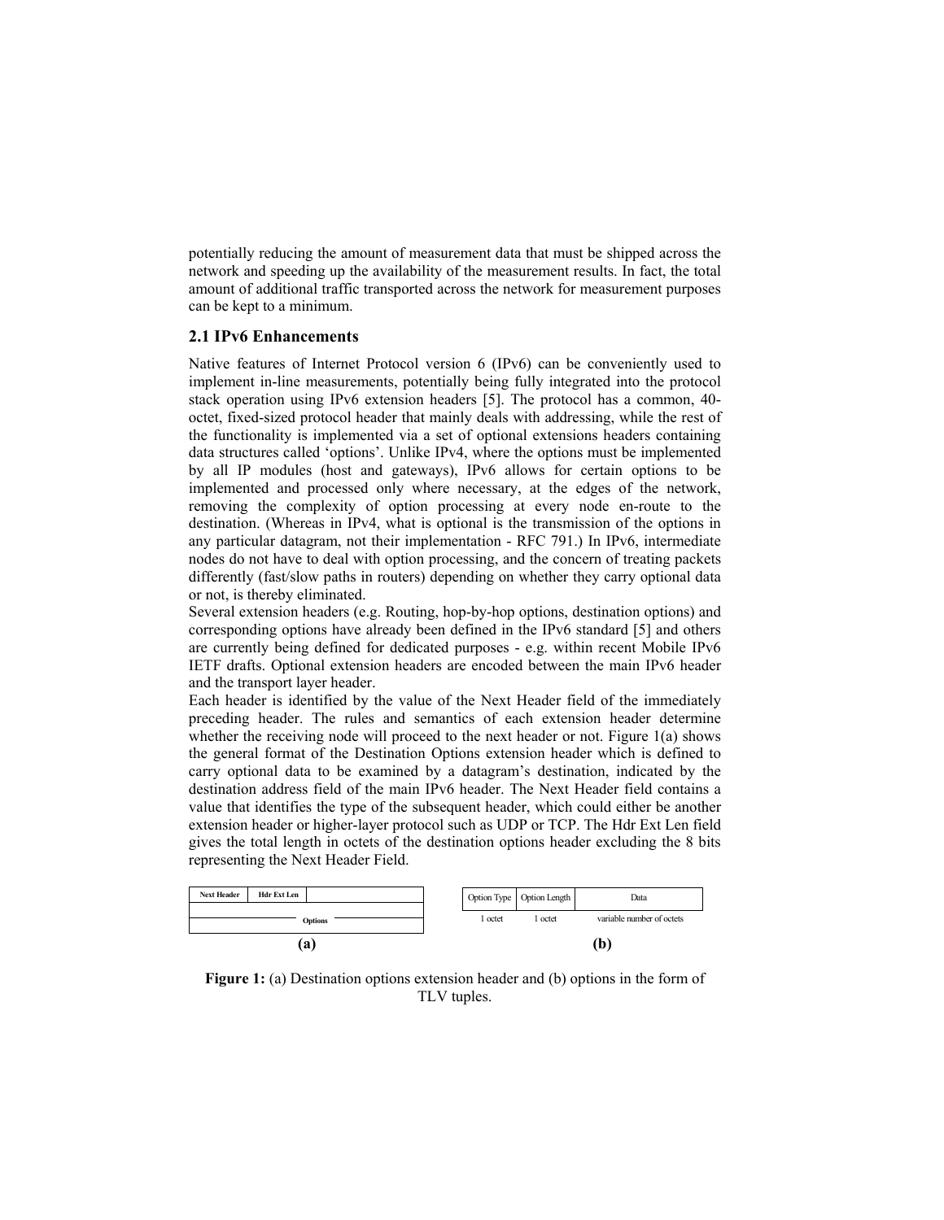potentially reducing the amount of measurement data that must be shipped across the network and speeding up the availability of the measurement results. In fact, the total amount of additional traffic transported across the network for measurement purposes can be kept to a minimum.

### 2.1 IPv6 Enhancements

Native features of Internet Protocol version 6 (IPv6) can be conveniently used to implement in-line measurements, potentially being fully integrated into the protocol stack operation using IPv6 extension headers [5]. The protocol has a common, 40-octet, fixed-sized protocol header that mainly deals with addressing, while the rest of the functionality is implemented via a set of optional extensions headers containing data structures called 'options'. Unlike IPv4, where the options must be implemented by all IP modules (host and gateways), IPv6 allows for certain options to be implemented and processed only where necessary, at the edges of the network, removing the complexity of option processing at every node en-route to the destination. (Whereas in IPv4, what is optional is the transmission of the options in any particular datagram, not their implementation - RFC 791.) In IPv6, intermediate nodes do not have to deal with option processing, and the concern of treating packets differently (fast/slow paths in routers) depending on whether they carry optional data or not, is thereby eliminated.

Several extension headers (e.g. Routing, hop-by-hop options, destination options) and corresponding options have already been defined in the IPv6 standard [5] and others are currently being defined for dedicated purposes - e.g. within recent Mobile IPv6 IETF drafts. Optional extension headers are encoded between the main IPv6 header and the transport layer header.

Each header is identified by the value of the Next Header field of the immediately preceding header. The rules and semantics of each extension header determine whether the receiving node will proceed to the next header or not. Figure 1(a) shows the general format of the Destination Options extension header which is defined to carry optional data to be examined by a datagram's destination, indicated by the destination address field of the main IPv6 header. The Next Header field contains a value that identifies the type of the subsequent header, which could either be another extension header or higher-layer protocol such as UDP or TCP. The Hdr Ext Len field gives the total length in octets of the destination options header excluding the 8 bits representing the Next Header Field.

| Next Header | Hdr Ext Len | |
|---|---|---|
| Options | | |

**(a)**

| Option Type | Option Length | Data |
|---|---|---|
| 1 octet | 1 octet | variable number of octets |

**(b)**

**Figure 1:** (a) Destination options extension header and (b) options in the form of TLV tuples.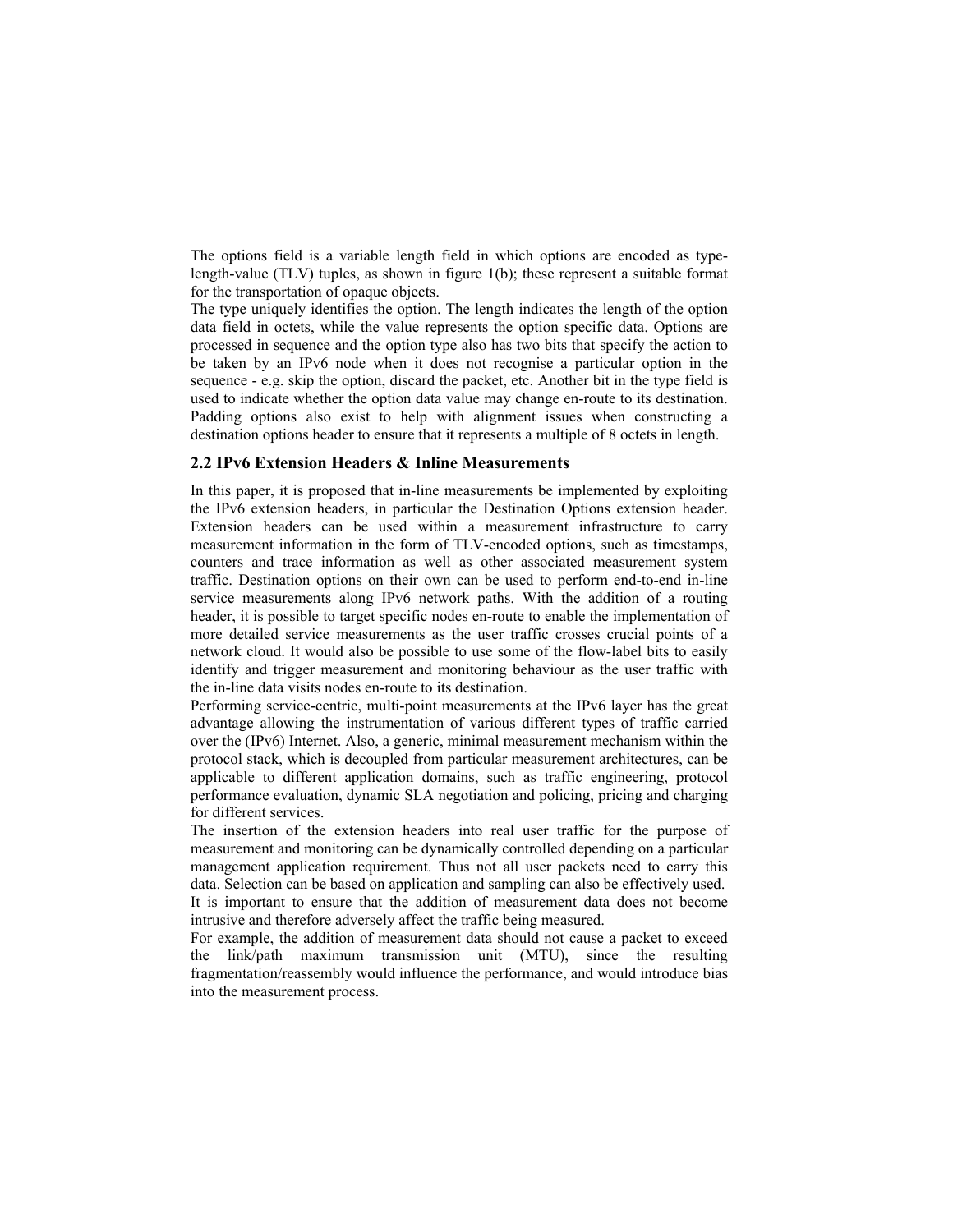The options field is a variable length field in which options are encoded as type-length-value (TLV) tuples, as shown in figure 1(b); these represent a suitable format for the transportation of opaque objects.

The type uniquely identifies the option. The length indicates the length of the option data field in octets, while the value represents the option specific data. Options are processed in sequence and the option type also has two bits that specify the action to be taken by an IPv6 node when it does not recognise a particular option in the sequence - e.g. skip the option, discard the packet, etc. Another bit in the type field is used to indicate whether the option data value may change en-route to its destination. Padding options also exist to help with alignment issues when constructing a destination options header to ensure that it represents a multiple of 8 octets in length.

### 2.2 IPv6 Extension Headers & Inline Measurements

In this paper, it is proposed that in-line measurements be implemented by exploiting the IPv6 extension headers, in particular the Destination Options extension header. Extension headers can be used within a measurement infrastructure to carry measurement information in the form of TLV-encoded options, such as timestamps, counters and trace information as well as other associated measurement system traffic. Destination options on their own can be used to perform end-to-end in-line service measurements along IPv6 network paths. With the addition of a routing header, it is possible to target specific nodes en-route to enable the implementation of more detailed service measurements as the user traffic crosses crucial points of a network cloud. It would also be possible to use some of the flow-label bits to easily identify and trigger measurement and monitoring behaviour as the user traffic with the in-line data visits nodes en-route to its destination.

Performing service-centric, multi-point measurements at the IPv6 layer has the great advantage allowing the instrumentation of various different types of traffic carried over the (IPv6) Internet. Also, a generic, minimal measurement mechanism within the protocol stack, which is decoupled from particular measurement architectures, can be applicable to different application domains, such as traffic engineering, protocol performance evaluation, dynamic SLA negotiation and policing, pricing and charging for different services.

The insertion of the extension headers into real user traffic for the purpose of measurement and monitoring can be dynamically controlled depending on a particular management application requirement. Thus not all user packets need to carry this data. Selection can be based on application and sampling can also be effectively used.

It is important to ensure that the addition of measurement data does not become intrusive and therefore adversely affect the traffic being measured.

For example, the addition of measurement data should not cause a packet to exceed the link/path maximum transmission unit (MTU), since the resulting fragmentation/reassembly would influence the performance, and would introduce bias into the measurement process.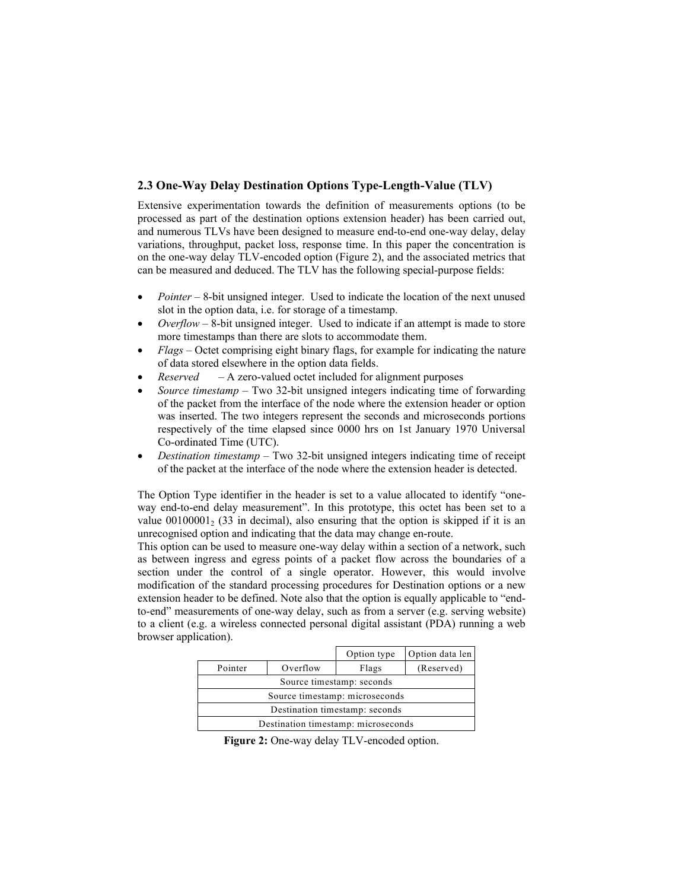### 2.3 One-Way Delay Destination Options Type-Length-Value (TLV)

Extensive experimentation towards the definition of measurements options (to be processed as part of the destination options extension header) has been carried out, and numerous TLVs have been designed to measure end-to-end one-way delay, delay variations, throughput, packet loss, response time. In this paper the concentration is on the one-way delay TLV-encoded option (Figure 2), and the associated metrics that can be measured and deduced. The TLV has the following special-purpose fields:

- *Pointer* – 8-bit unsigned integer. Used to indicate the location of the next unused slot in the option data, i.e. for storage of a timestamp.
- *Overflow* – 8-bit unsigned integer. Used to indicate if an attempt is made to store more timestamps than there are slots to accommodate them.
- *Flags* – Octet comprising eight binary flags, for example for indicating the nature of data stored elsewhere in the option data fields.
- *Reserved* – A zero-valued octet included for alignment purposes
- *Source timestamp* – Two 32-bit unsigned integers indicating time of forwarding of the packet from the interface of the node where the extension header or option was inserted. The two integers represent the seconds and microseconds portions respectively of the time elapsed since 0000 hrs on 1st January 1970 Universal Co-ordinated Time (UTC).
- *Destination timestamp* – Two 32-bit unsigned integers indicating time of receipt of the packet at the interface of the node where the extension header is detected.

The Option Type identifier in the header is set to a value allocated to identify "one-way end-to-end delay measurement". In this prototype, this octet has been set to a value $00100001_2$ (33 in decimal), also ensuring that the option is skipped if it is an unrecognised option and indicating that the data may change en-route.
This option can be used to measure one-way delay within a section of a network, such as between ingress and egress points of a packet flow across the boundaries of a section under the control of a single operator. However, this would involve modification of the standard processing procedures for Destination options or a new extension header to be defined. Note also that the option is equally applicable to "end-to-end" measurements of one-way delay, such as from a server (e.g. serving website) to a client (e.g. a wireless connected personal digital assistant (PDA) running a web browser application).

| | | Option type | Option data len |
|---|---|---|---|
| Pointer | Overflow | Flags | (Reserved) |
| Source timestamp: seconds | | | |
| Source timestamp: microseconds | | | |
| Destination timestamp: seconds | | | |
| Destination timestamp: microseconds | | | |

**Figure 2:** One-way delay TLV-encoded option.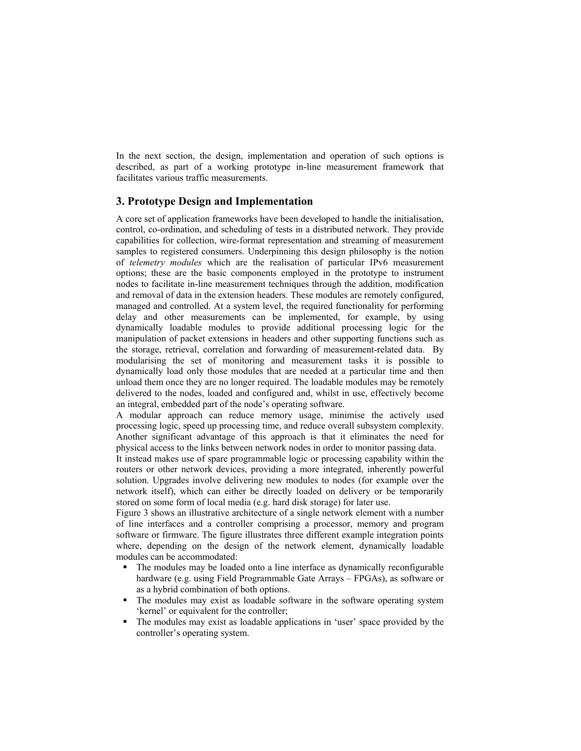In the next section, the design, implementation and operation of such options is described, as part of a working prototype in-line measurement framework that facilitates various traffic measurements.

## 3. Prototype Design and Implementation

A core set of application frameworks have been developed to handle the initialisation, control, co-ordination, and scheduling of tests in a distributed network. They provide capabilities for collection, wire-format representation and streaming of measurement samples to registered consumers. Underpinning this design philosophy is the notion of *telemetry modules* which are the realisation of particular IPv6 measurement options; these are the basic components employed in the prototype to instrument nodes to facilitate in-line measurement techniques through the addition, modification and removal of data in the extension headers. These modules are remotely configured, managed and controlled. At a system level, the required functionality for performing delay and other measurements can be implemented, for example, by using dynamically loadable modules to provide additional processing logic for the manipulation of packet extensions in headers and other supporting functions such as the storage, retrieval, correlation and forwarding of measurement-related data. By modularising the set of monitoring and measurement tasks it is possible to dynamically load only those modules that are needed at a particular time and then unload them once they are no longer required. The loadable modules may be remotely delivered to the nodes, loaded and configured and, whilst in use, effectively become an integral, embedded part of the node's operating software.

A modular approach can reduce memory usage, minimise the actively used processing logic, speed up processing time, and reduce overall subsystem complexity. Another significant advantage of this approach is that it eliminates the need for physical access to the links between network nodes in order to monitor passing data.

It instead makes use of spare programmable logic or processing capability within the routers or other network devices, providing a more integrated, inherently powerful solution. Upgrades involve delivering new modules to nodes (for example over the network itself), which can either be directly loaded on delivery or be temporarily stored on some form of local media (e.g. hard disk storage) for later use.

Figure 3 shows an illustrative architecture of a single network element with a number of line interfaces and a controller comprising a processor, memory and program software or firmware. The figure illustrates three different example integration points where, depending on the design of the network element, dynamically loadable modules can be accommodated:

- The modules may be loaded onto a line interface as dynamically reconfigurable hardware (e.g. using Field Programmable Gate Arrays – FPGAs), as software or as a hybrid combination of both options.
- The modules may exist as loadable software in the software operating system 'kernel' or equivalent for the controller;
- The modules may exist as loadable applications in 'user' space provided by the controller's operating system.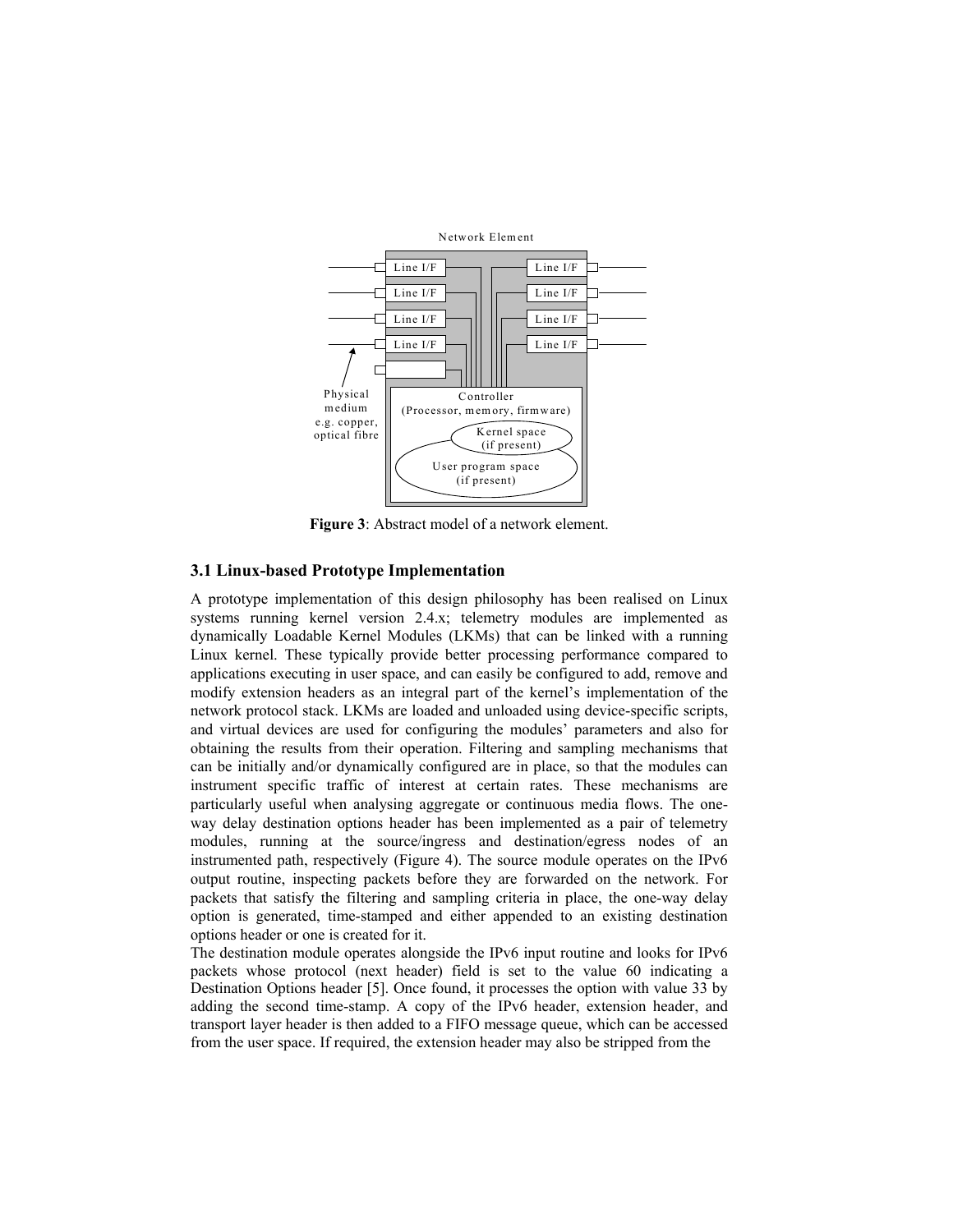**Figure 3**: Abstract model of a network element.

### 3.1 Linux-based Prototype Implementation

A prototype implementation of this design philosophy has been realised on Linux systems running kernel version 2.4.x; telemetry modules are implemented as dynamically Loadable Kernel Modules (LKMs) that can be linked with a running Linux kernel. These typically provide better processing performance compared to applications executing in user space, and can easily be configured to add, remove and modify extension headers as an integral part of the kernel's implementation of the network protocol stack. LKMs are loaded and unloaded using device-specific scripts, and virtual devices are used for configuring the modules' parameters and also for obtaining the results from their operation. Filtering and sampling mechanisms that can be initially and/or dynamically configured are in place, so that the modules can instrument specific traffic of interest at certain rates. These mechanisms are particularly useful when analysing aggregate or continuous media flows. The one-way delay destination options header has been implemented as a pair of telemetry modules, running at the source/ingress and destination/egress nodes of an instrumented path, respectively (Figure 4). The source module operates on the IPv6 output routine, inspecting packets before they are forwarded on the network. For packets that satisfy the filtering and sampling criteria in place, the one-way delay option is generated, time-stamped and either appended to an existing destination options header or one is created for it.

The destination module operates alongside the IPv6 input routine and looks for IPv6 packets whose protocol (next header) field is set to the value 60 indicating a Destination Options header [5]. Once found, it processes the option with value 33 by adding the second time-stamp. A copy of the IPv6 header, extension header, and transport layer header is then added to a FIFO message queue, which can be accessed from the user space. If required, the extension header may also be stripped from the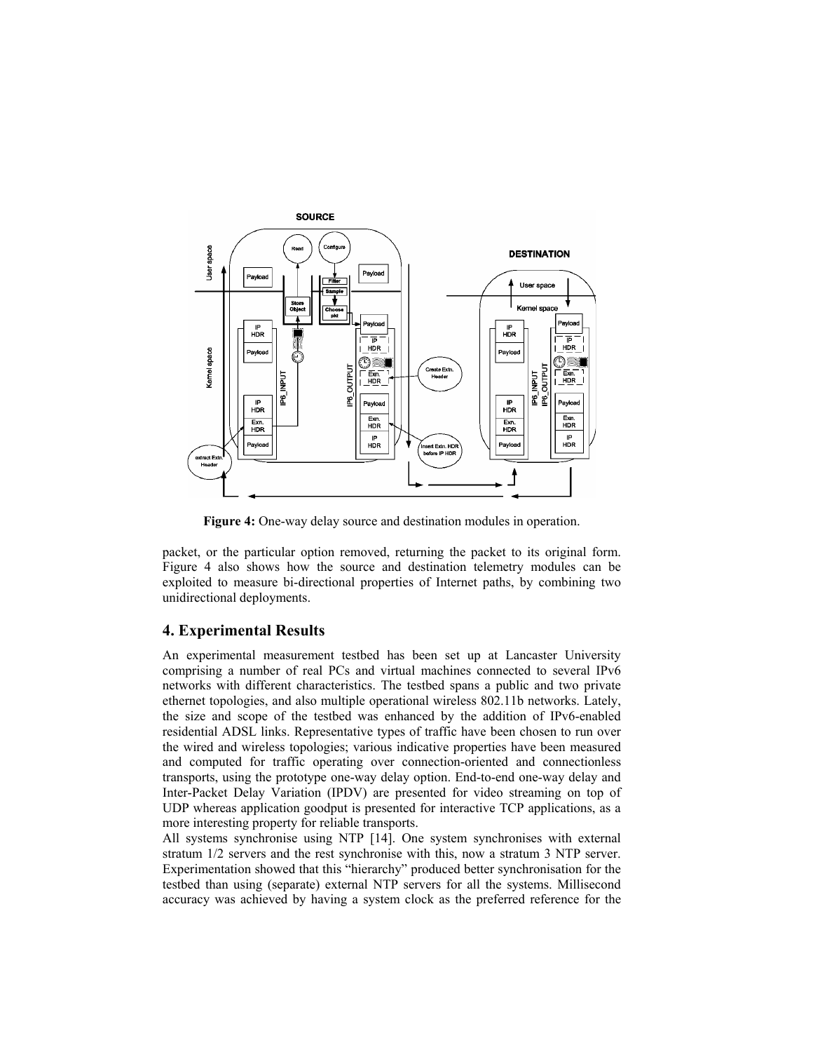**Figure 4:** One-way delay source and destination modules in operation.

packet, or the particular option removed, returning the packet to its original form. Figure 4 also shows how the source and destination telemetry modules can be exploited to measure bi-directional properties of Internet paths, by combining two unidirectional deployments.

## 4. Experimental Results

An experimental measurement testbed has been set up at Lancaster University comprising a number of real PCs and virtual machines connected to several IPv6 networks with different characteristics. The testbed spans a public and two private ethernet topologies, and also multiple operational wireless 802.11b networks. Lately, the size and scope of the testbed was enhanced by the addition of IPv6-enabled residential ADSL links. Representative types of traffic have been chosen to run over the wired and wireless topologies; various indicative properties have been measured and computed for traffic operating over connection-oriented and connectionless transports, using the prototype one-way delay option. End-to-end one-way delay and Inter-Packet Delay Variation (IPDV) are presented for video streaming on top of UDP whereas application goodput is presented for interactive TCP applications, as a more interesting property for reliable transports.

All systems synchronise using NTP [14]. One system synchronises with external stratum 1/2 servers and the rest synchronise with this, now a stratum 3 NTP server. Experimentation showed that this "hierarchy" produced better synchronisation for the testbed than using (separate) external NTP servers for all the systems. Millisecond accuracy was achieved by having a system clock as the preferred reference for the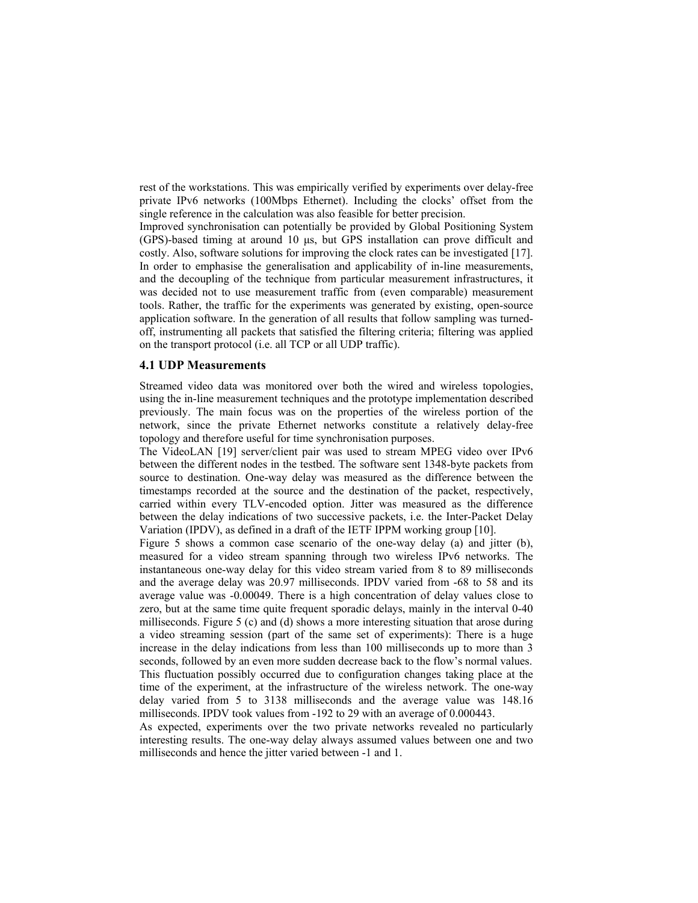rest of the workstations. This was empirically verified by experiments over delay-free private IPv6 networks (100Mbps Ethernet). Including the clocks' offset from the single reference in the calculation was also feasible for better precision.

Improved synchronisation can potentially be provided by Global Positioning System (GPS)-based timing at around 10 μs, but GPS installation can prove difficult and costly. Also, software solutions for improving the clock rates can be investigated [17].

In order to emphasise the generalisation and applicability of in-line measurements, and the decoupling of the technique from particular measurement infrastructures, it was decided not to use measurement traffic from (even comparable) measurement tools. Rather, the traffic for the experiments was generated by existing, open-source application software. In the generation of all results that follow sampling was turned-off, instrumenting all packets that satisfied the filtering criteria; filtering was applied on the transport protocol (i.e. all TCP or all UDP traffic).

### 4.1 UDP Measurements

Streamed video data was monitored over both the wired and wireless topologies, using the in-line measurement techniques and the prototype implementation described previously. The main focus was on the properties of the wireless portion of the network, since the private Ethernet networks constitute a relatively delay-free topology and therefore useful for time synchronisation purposes.

The VideoLAN [19] server/client pair was used to stream MPEG video over IPv6 between the different nodes in the testbed. The software sent 1348-byte packets from source to destination. One-way delay was measured as the difference between the timestamps recorded at the source and the destination of the packet, respectively, carried within every TLV-encoded option. Jitter was measured as the difference between the delay indications of two successive packets, i.e. the Inter-Packet Delay Variation (IPDV), as defined in a draft of the IETF IPPM working group [10].

Figure 5 shows a common case scenario of the one-way delay (a) and jitter (b), measured for a video stream spanning through two wireless IPv6 networks. The instantaneous one-way delay for this video stream varied from 8 to 89 milliseconds and the average delay was 20.97 milliseconds. IPDV varied from -68 to 58 and its average value was -0.00049. There is a high concentration of delay values close to zero, but at the same time quite frequent sporadic delays, mainly in the interval 0-40 milliseconds. Figure 5 (c) and (d) shows a more interesting situation that arose during a video streaming session (part of the same set of experiments): There is a huge increase in the delay indications from less than 100 milliseconds up to more than 3 seconds, followed by an even more sudden decrease back to the flow's normal values. This fluctuation possibly occurred due to configuration changes taking place at the time of the experiment, at the infrastructure of the wireless network. The one-way delay varied from 5 to 3138 milliseconds and the average value was 148.16 milliseconds. IPDV took values from -192 to 29 with an average of 0.000443.

As expected, experiments over the two private networks revealed no particularly interesting results. The one-way delay always assumed values between one and two milliseconds and hence the jitter varied between -1 and 1.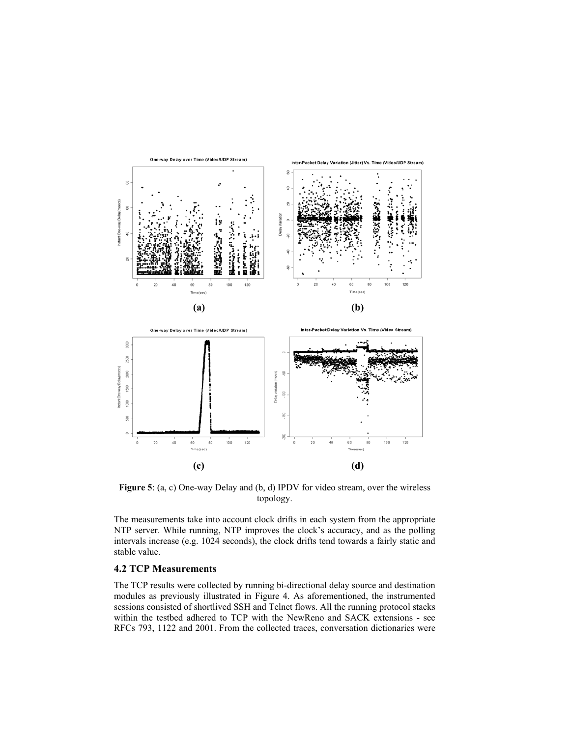**Figure 5**: (a, c) One-way Delay and (b, d) IPDV for video stream, over the wireless topology.

The measurements take into account clock drifts in each system from the appropriate NTP server. While running, NTP improves the clock's accuracy, and as the polling intervals increase (e.g. 1024 seconds), the clock drifts tend towards a fairly static and stable value.

### 4.2 TCP Measurements

The TCP results were collected by running bi-directional delay source and destination modules as previously illustrated in Figure 4. As aforementioned, the instrumented sessions consisted of shortlived SSH and Telnet flows. All the running protocol stacks within the testbed adhered to TCP with the NewReno and SACK extensions - see RFCs 793, 1122 and 2001. From the collected traces, conversation dictionaries were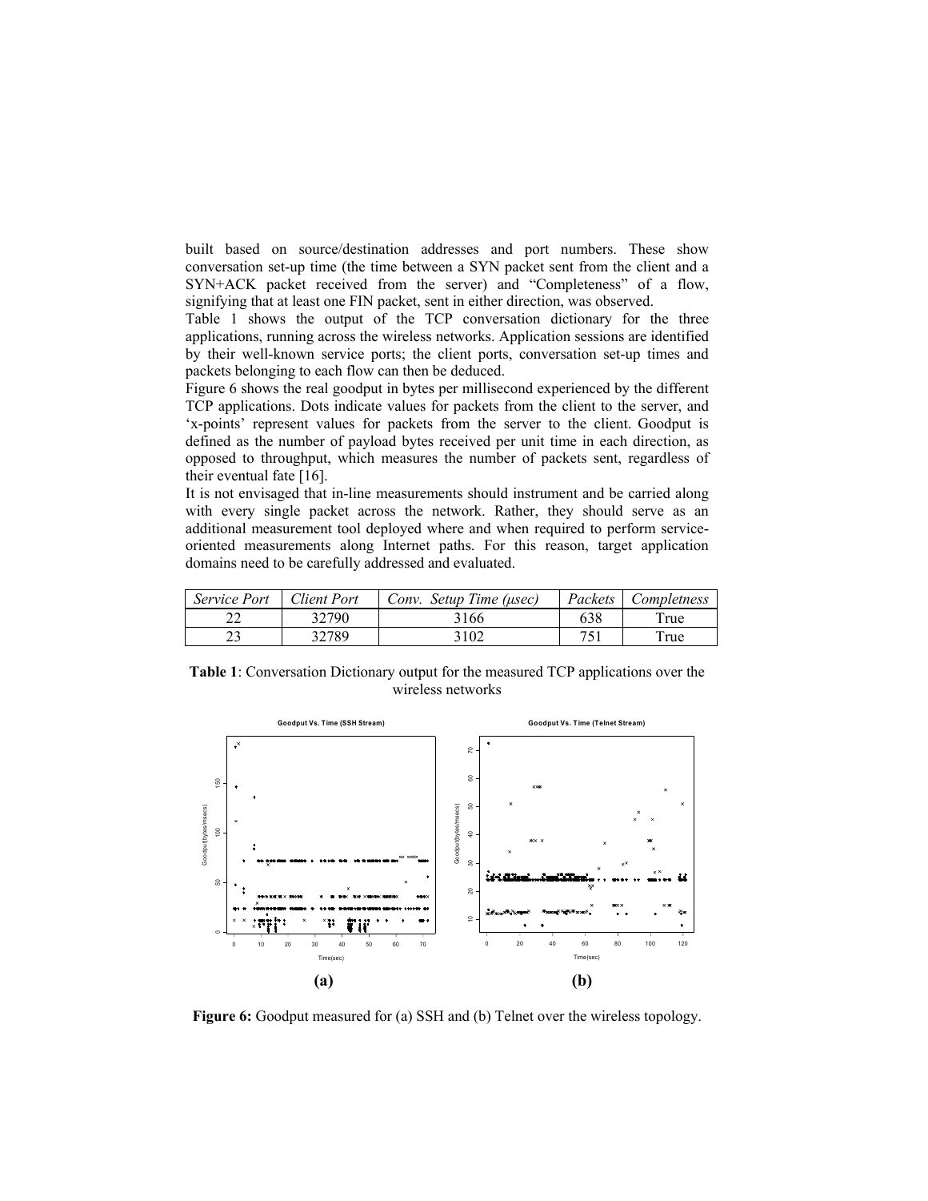built based on source/destination addresses and port numbers. These show conversation set-up time (the time between a SYN packet sent from the client and a SYN+ACK packet received from the server) and "Completeness" of a flow, signifying that at least one FIN packet, sent in either direction, was observed.

Table 1 shows the output of the TCP conversation dictionary for the three applications, running across the wireless networks. Application sessions are identified by their well-known service ports; the client ports, conversation set-up times and packets belonging to each flow can then be deduced.

Figure 6 shows the real goodput in bytes per millisecond experienced by the different TCP applications. Dots indicate values for packets from the client to the server, and 'x-points' represent values for packets from the server to the client. Goodput is defined as the number of payload bytes received per unit time in each direction, as opposed to throughput, which measures the number of packets sent, regardless of their eventual fate [16].

It is not envisaged that in-line measurements should instrument and be carried along with every single packet across the network. Rather, they should serve as an additional measurement tool deployed where and when required to perform service-oriented measurements along Internet paths. For this reason, target application domains need to be carefully addressed and evaluated.

| *Service Port* | *Client Port* | *Conv. Setup Time (μsec)* | *Packets* | *Completness* |
|---|---|---|---|---|
| 22 | 32790 | 3166 | 638 | True |
| 23 | 32789 | 3102 | 751 | True |

**Table 1**: Conversation Dictionary output for the measured TCP applications over the wireless networks

**(a)** **(b)**

**Figure 6:** Goodput measured for (a) SSH and (b) Telnet over the wireless topology.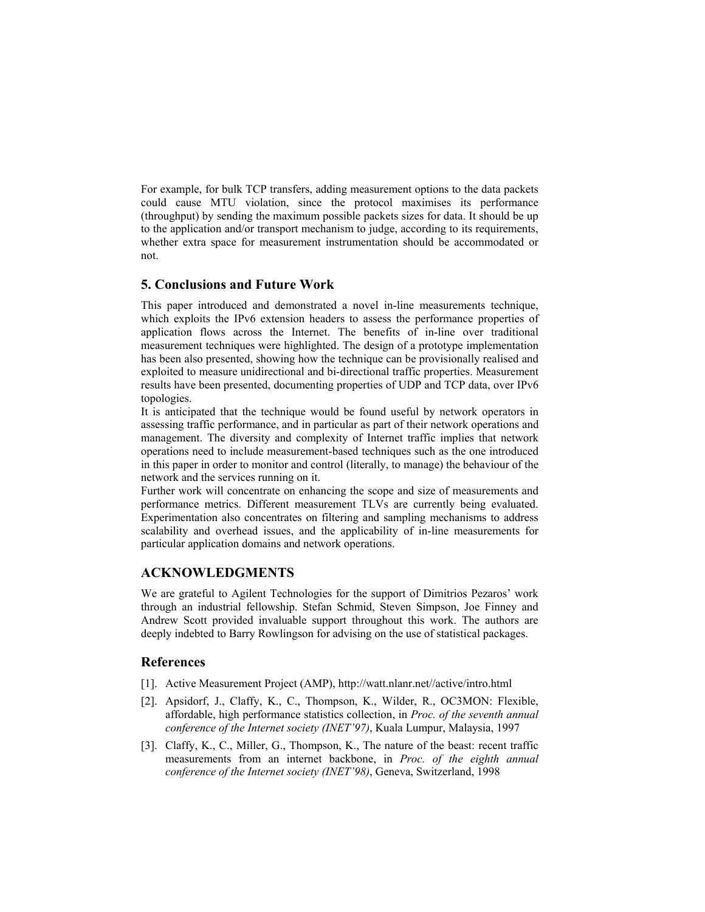For example, for bulk TCP transfers, adding measurement options to the data packets could cause MTU violation, since the protocol maximises its performance (throughput) by sending the maximum possible packets sizes for data. It should be up to the application and/or transport mechanism to judge, according to its requirements, whether extra space for measurement instrumentation should be accommodated or not.

## 5. Conclusions and Future Work

This paper introduced and demonstrated a novel in-line measurements technique, which exploits the IPv6 extension headers to assess the performance properties of application flows across the Internet. The benefits of in-line over traditional measurement techniques were highlighted. The design of a prototype implementation has been also presented, showing how the technique can be provisionally realised and exploited to measure unidirectional and bi-directional traffic properties. Measurement results have been presented, documenting properties of UDP and TCP data, over IPv6 topologies.

It is anticipated that the technique would be found useful by network operators in assessing traffic performance, and in particular as part of their network operations and management. The diversity and complexity of Internet traffic implies that network operations need to include measurement-based techniques such as the one introduced in this paper in order to monitor and control (literally, to manage) the behaviour of the network and the services running on it.

Further work will concentrate on enhancing the scope and size of measurements and performance metrics. Different measurement TLVs are currently being evaluated. Experimentation also concentrates on filtering and sampling mechanisms to address scalability and overhead issues, and the applicability of in-line measurements for particular application domains and network operations.

## ACKNOWLEDGMENTS

We are grateful to Agilent Technologies for the support of Dimitrios Pezaros' work through an industrial fellowship. Stefan Schmid, Steven Simpson, Joe Finney and Andrew Scott provided invaluable support throughout this work. The authors are deeply indebted to Barry Rowlingson for advising on the use of statistical packages.

## References

[1]. Active Measurement Project (AMP), http://watt.nlanr.net//active/intro.html

[2]. Apsidorf, J., Claffy, K., C., Thompson, K., Wilder, R., OC3MON: Flexible, affordable, high performance statistics collection, in *Proc. of the seventh annual conference of the Internet society (INET'97)*, Kuala Lumpur, Malaysia, 1997

[3]. Claffy, K., C., Miller, G., Thompson, K., The nature of the beast: recent traffic measurements from an internet backbone, in *Proc. of the eighth annual conference of the Internet society (INET'98)*, Geneva, Switzerland, 1998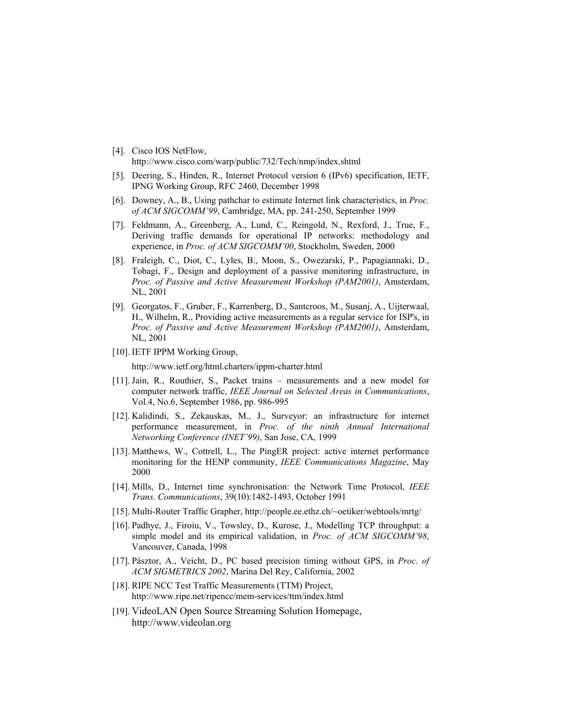[4]. Cisco IOS NetFlow, http://www.cisco.com/warp/public/732/Tech/nmp/index.shtml

[5]. Deering, S., Hinden, R., Internet Protocol version 6 (IPv6) specification, IETF, IPNG Working Group, RFC 2460, December 1998

[6]. Downey, A., B., Using pathchar to estimate Internet link characteristics, in *Proc. of ACM SIGCOMM'99*, Cambridge, MA, pp. 241-250, September 1999

[7]. Feldmann, A., Greenberg, A., Lund, C., Reingold, N., Rexford, J., True, F., Deriving traffic demands for operational IP networks: methodology and experience, in *Proc. of ACM SIGCOMM'00*, Stockholm, Sweden, 2000

[8]. Fraleigh, C., Diot, C., Lyles, B., Moon, S., Owezarski, P., Papagiannaki, D., Tobagi, F., Design and deployment of a passive monitoring infrastructure, in *Proc. of Passive and Active Measurement Workshop (PAM2001)*, Amsterdam, NL, 2001

[9]. Georgatos, F., Gruber, F., Karrenberg, D., Santcroos, M., Susanj, A., Uijterwaal, H., Wilhelm, R., Providing active measurements as a regular service for ISP's, in *Proc. of Passive and Active Measurement Workshop (PAM2001)*, Amsterdam, NL, 2001

[10]. IETF IPPM Working Group,

http://www.ietf.org/html.charters/ippm-charter.html

[11]. Jain, R., Routhier, S., Packet trains – measurements and a new model for computer network traffic, *IEEE Journal on Selected Areas in Communications*, Vol.4, No.6, September 1986, pp. 986-995

[12]. Kalidindi, S., Zekauskas, M., J., Surveyor: an infrastructure for internet performance measurement, in *Proc. of the ninth Annual International Networking Conference (INET'99)*, San Jose, CA, 1999

[13]. Matthews, W., Cottrell, L., The PingER project: active internet performance monitoring for the HENP community, *IEEE Communications Magazine*, May 2000

[14]. Mills, D., Internet time synchronisation: the Network Time Protocol, *IEEE Trans. Communications*, 39(10):1482-1493, October 1991

[15]. Multi-Router Traffic Grapher, http://people.ee.ethz.ch/~oetiker/webtools/mrtg/

[16]. Padhye, J., Firoiu, V., Towsley, D., Kurose, J., Modelling TCP throughput: a simple model and its empirical validation, in *Proc. of ACM SIGCOMM'98*, Vancouver, Canada, 1998

[17]. Pásztor, A., Veicht, D., PC based precision timing without GPS, in *Proc. of ACM SIGMETRICS 2002*, Marina Del Rey, California, 2002

[18]. RIPE NCC Test Traffic Measurements (TTM) Project, http://www.ripe.net/ripencc/mem-services/ttm/index.html

[19]. VideoLAN Open Source Streaming Solution Homepage, http://www.videolan.org